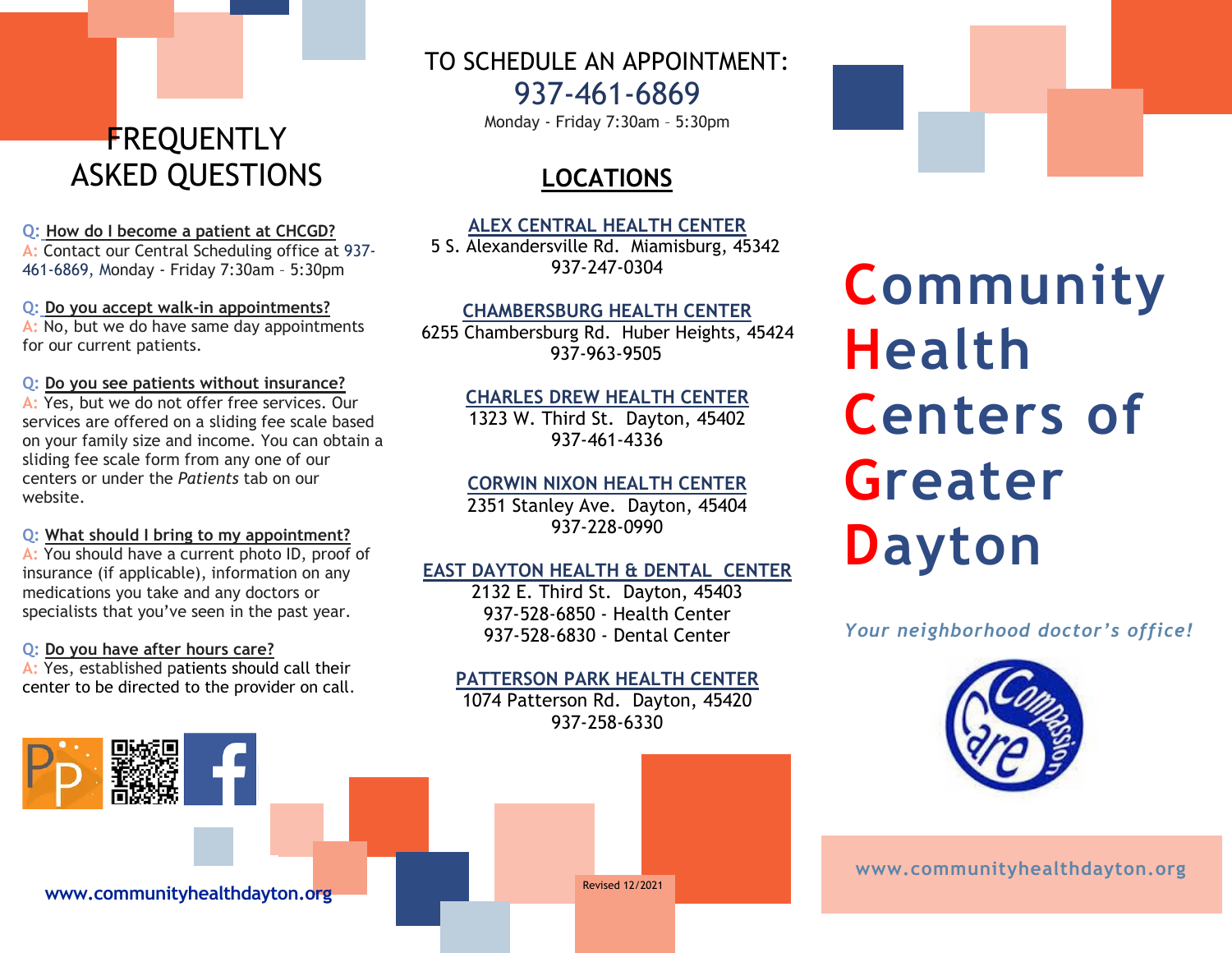# FREQUENTLY ASKED QUESTIONS

**Q: How do I become a patient at CHCGD?**
A: Contact our Central Scheduling office at 937-461-6869, Monday - Friday 7:30am – 5:30pm

**Q: Do you accept walk-in appointments?**
A: No, but we do have same day appointments for our current patients.

**Q: Do you see patients without insurance?**
A: Yes, but we do not offer free services. Our services are offered on a sliding fee scale based on your family size and income. You can obtain a sliding fee scale form from any one of our centers or under the *Patients* tab on our website.

**Q: What should I bring to my appointment?**
A: You should have a current photo ID, proof of insurance (if applicable), information on any medications you take and any doctors or specialists that you've seen in the past year.

**Q: Do you have after hours care?**
A: Yes, established patients should call their center to be directed to the provider on call.

www.communityhealthdayton.org

TO SCHEDULE AN APPOINTMENT:
937-461-6869
Monday - Friday 7:30am – 5:30pm

## LOCATIONS

**ALEX CENTRAL HEALTH CENTER**
5 S. Alexandersville Rd. Miamisburg, 45342
937-247-0304

**CHAMBERSBURG HEALTH CENTER**
6255 Chambersburg Rd. Huber Heights, 45424
937-963-9505

**CHARLES DREW HEALTH CENTER**
1323 W. Third St. Dayton, 45402
937-461-4336

**CORWIN NIXON HEALTH CENTER**
2351 Stanley Ave. Dayton, 45404
937-228-0990

**EAST DAYTON HEALTH & DENTAL CENTER**
2132 E. Third St. Dayton, 45403
937-528-6850 - Health Center
937-528-6830 - Dental Center

**PATTERSON PARK HEALTH CENTER**
1074 Patterson Rd. Dayton, 45420
937-258-6330

Revised 12/2021

# Community Health Centers of Greater Dayton

*Your neighborhood doctor's office!*

www.communityhealthdayton.org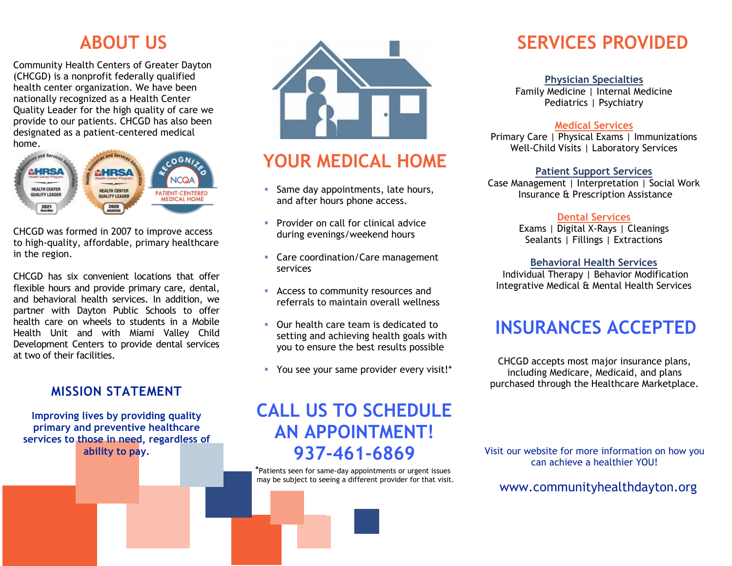## ABOUT US

Community Health Centers of Greater Dayton (CHCGD) is a nonprofit federally qualified health center organization. We have been nationally recognized as a Health Center Quality Leader for the high quality of care we provide to our patients. CHCGD has also been designated as a patient-centered medical home.

CHCGD was formed in 2007 to improve access to high-quality, affordable, primary healthcare in the region.

CHCGD has six convenient locations that offer flexible hours and provide primary care, dental, and behavioral health services. In addition, we partner with Dayton Public Schools to offer health care on wheels to students in a Mobile Health Unit and with Miami Valley Child Development Centers to provide dental services at two of their facilities.

### MISSION STATEMENT

**Improving lives by providing quality primary and preventive healthcare services to those in need, regardless of ability to pay.**

## YOUR MEDICAL HOME

- Same day appointments, late hours, and after hours phone access.
- Provider on call for clinical advice during evenings/weekend hours
- Care coordination/Care management services
- Access to community resources and referrals to maintain overall wellness
- Our health care team is dedicated to setting and achieving health goals with you to ensure the best results possible
- You see your same provider every visit!*

## CALL US TO SCHEDULE AN APPOINTMENT! 937-461-6869

*Patients seen for same-day appointments or urgent issues may be subject to seeing a different provider for that visit.

## SERVICES PROVIDED

**Physician Specialties**
Family Medicine | Internal Medicine
Pediatrics | Psychiatry

**Medical Services**
Primary Care | Physical Exams | Immunizations
Well-Child Visits | Laboratory Services

**Patient Support Services**
Case Management | Interpretation | Social Work
Insurance & Prescription Assistance

**Dental Services**
Exams | Digital X-Rays | Cleanings
Sealants | Fillings | Extractions

**Behavioral Health Services**
Individual Therapy | Behavior Modification
Integrative Medical & Mental Health Services

## INSURANCES ACCEPTED

CHCGD accepts most major insurance plans, including Medicare, Medicaid, and plans purchased through the Healthcare Marketplace.

Visit our website for more information on how you can achieve a healthier YOU!

www.communityhealthdayton.org